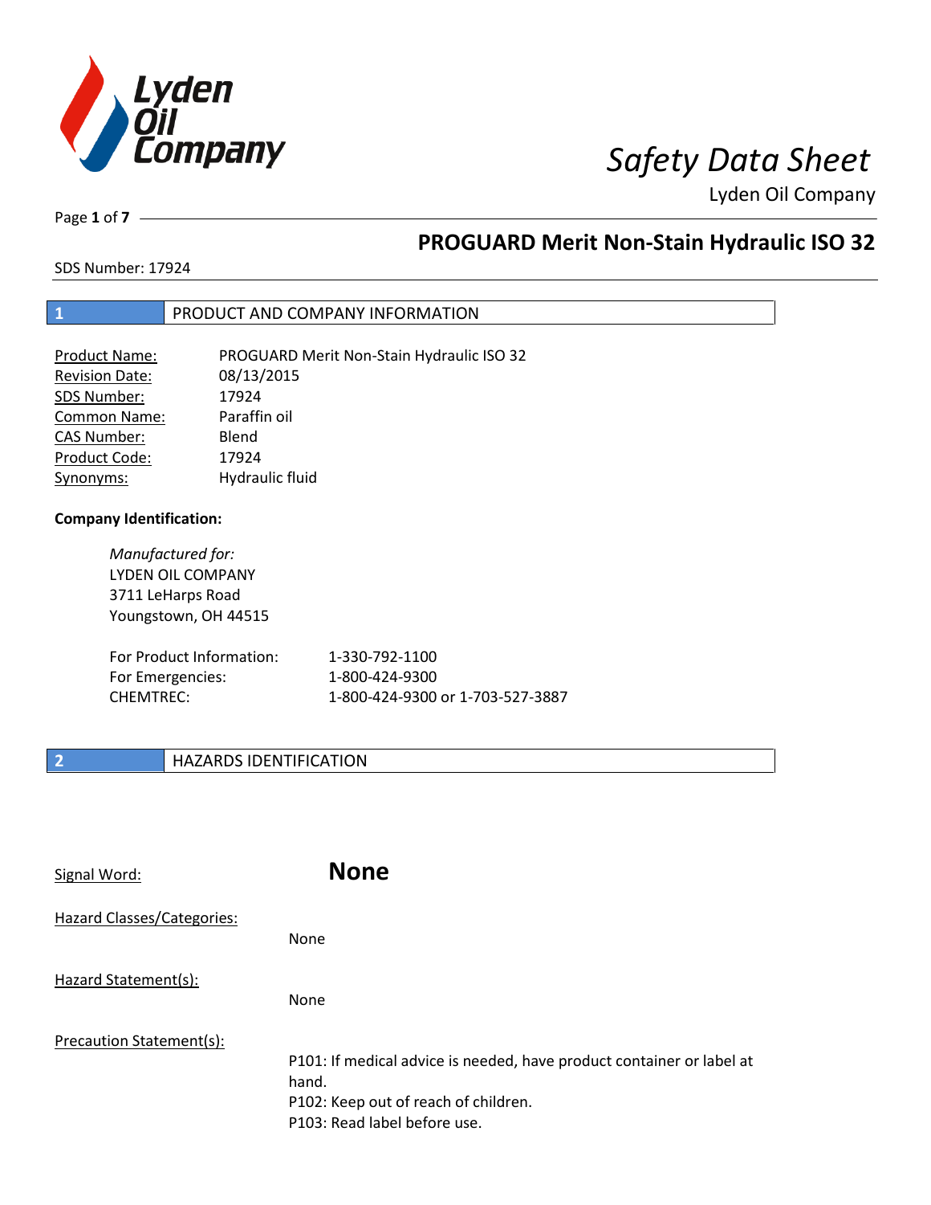# Safety Data Sheet

Lyden Oil Company

## PROGUARD Merit Non-Stain Hydraulic ISO 32

SDS Number: 17924

## 1 PRODUCT AND COMPANY INFORMATION

| | |
|---|---|
| Product Name: | PROGUARD Merit Non-Stain Hydraulic ISO 32 |
| Revision Date: | 08/13/2015 |
| SDS Number: | 17924 |
| Common Name: | Paraffin oil |
| CAS Number: | Blend |
| Product Code: | 17924 |
| Synonyms: | Hydraulic fluid |

**Company Identification:**

*Manufactured for:*
LYDEN OIL COMPANY
3711 LeHarps Road
Youngstown, OH 44515

| | |
|---|---|
| For Product Information: | 1-330-792-1100 |
| For Emergencies: | 1-800-424-9300 |
| CHEMTREC: | 1-800-424-9300 or 1-703-527-3887 |

## 2 HAZARDS IDENTIFICATION

Signal Word: **None**

Hazard Classes/Categories:

None

Hazard Statement(s):

None

Precaution Statement(s):

P101: If medical advice is needed, have product container or label at hand.
P102: Keep out of reach of children.
P103: Read label before use.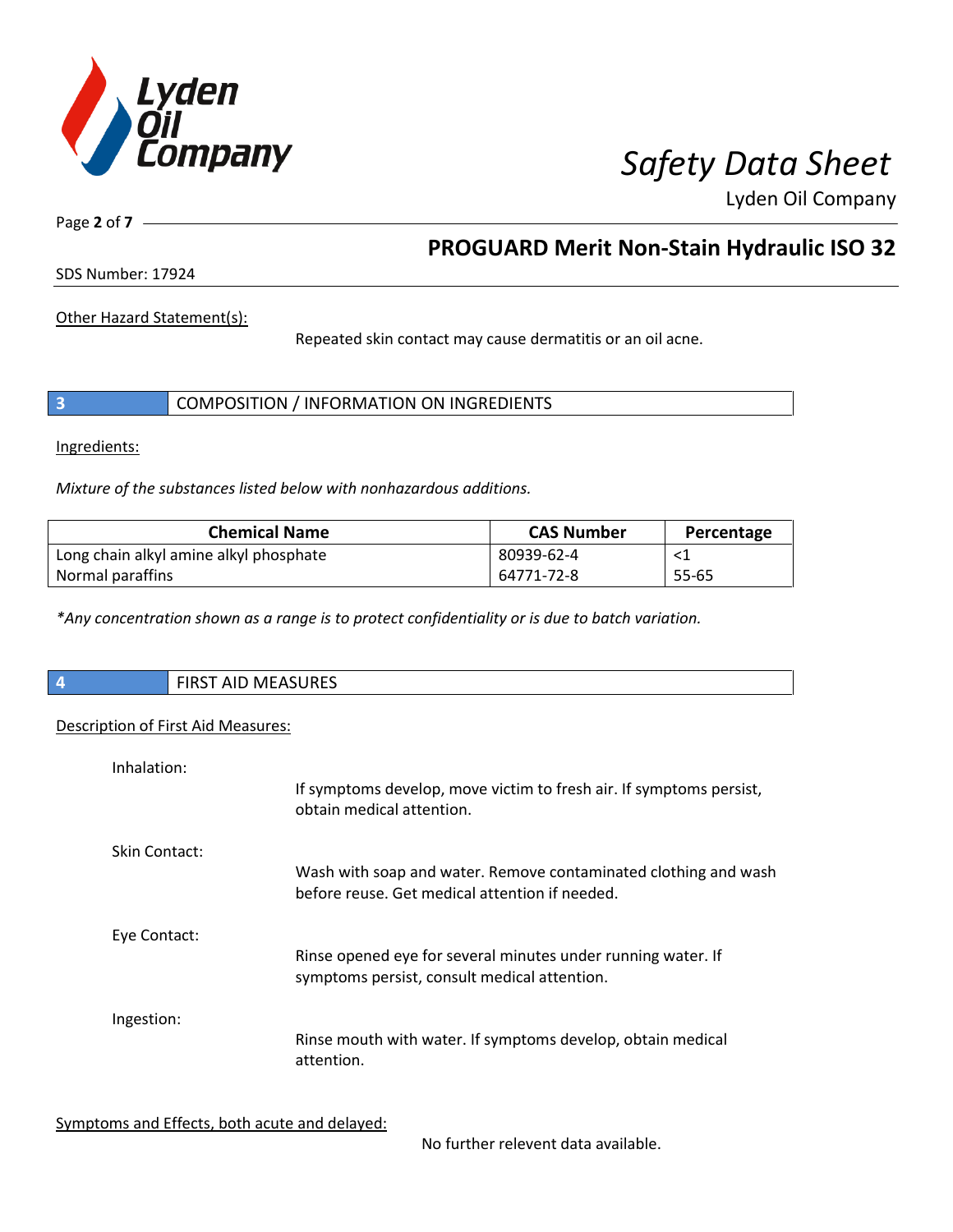Other Hazard Statement(s):

Repeated skin contact may cause dermatitis or an oil acne.

## 3 COMPOSITION / INFORMATION ON INGREDIENTS

Ingredients:

*Mixture of the substances listed below with nonhazardous additions.*

| Chemical Name | CAS Number | Percentage |
|---|---|---|
| Long chain alkyl amine alkyl phosphate | 80939-62-4 | <1 |
| Normal paraffins | 64771-72-8 | 55-65 |

*\*Any concentration shown as a range is to protect confidentiality or is due to batch variation.*

## 4 FIRST AID MEASURES

Description of First Aid Measures:

Inhalation:

If symptoms develop, move victim to fresh air. If symptoms persist, obtain medical attention.

Skin Contact:

Wash with soap and water. Remove contaminated clothing and wash before reuse. Get medical attention if needed.

Eye Contact:

Rinse opened eye for several minutes under running water. If symptoms persist, consult medical attention.

Ingestion:

Rinse mouth with water. If symptoms develop, obtain medical attention.

Symptoms and Effects, both acute and delayed:

No further relevent data available.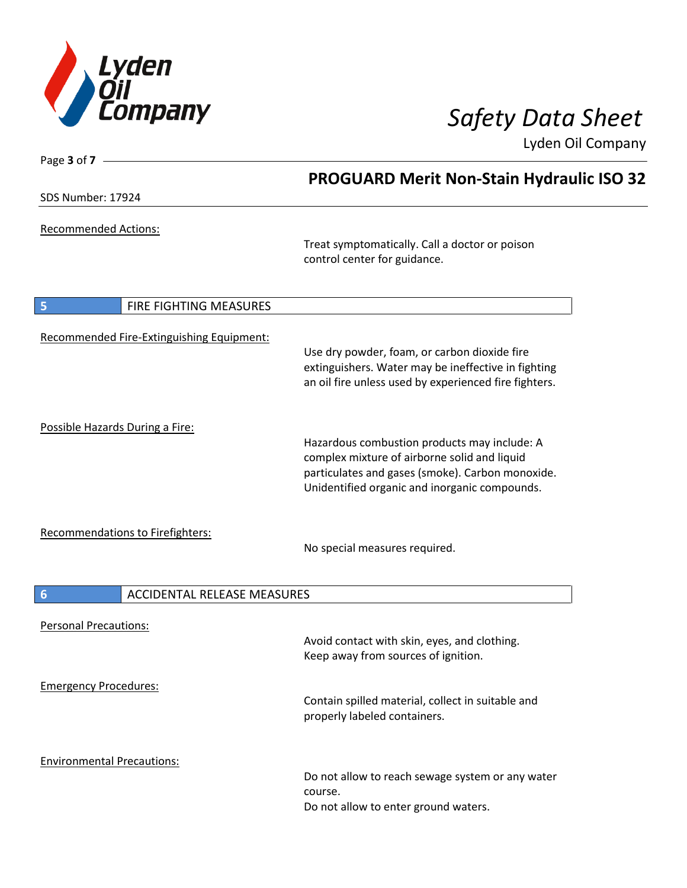Recommended Actions:

Treat symptomatically. Call a doctor or poison control center for guidance.

## 5 FIRE FIGHTING MEASURES

Recommended Fire-Extinguishing Equipment:

Use dry powder, foam, or carbon dioxide fire extinguishers. Water may be ineffective in fighting an oil fire unless used by experienced fire fighters.

Possible Hazards During a Fire:

Hazardous combustion products may include: A complex mixture of airborne solid and liquid particulates and gases (smoke). Carbon monoxide. Unidentified organic and inorganic compounds.

Recommendations to Firefighters:

No special measures required.

## 6 ACCIDENTAL RELEASE MEASURES

Personal Precautions:

Avoid contact with skin, eyes, and clothing.
Keep away from sources of ignition.

Emergency Procedures:

Contain spilled material, collect in suitable and properly labeled containers.

Environmental Precautions:

Do not allow to reach sewage system or any water course.
Do not allow to enter ground waters.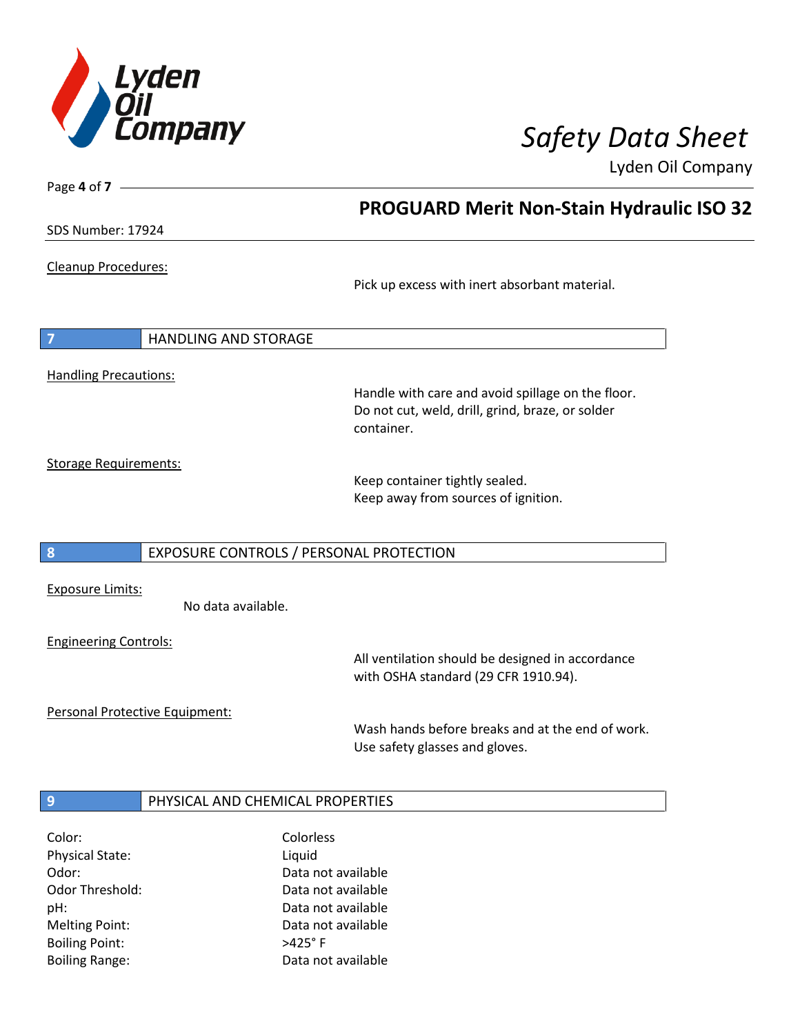Cleanup Procedures:

Pick up excess with inert absorbant material.

## 7 HANDLING AND STORAGE

Handling Precautions:

Handle with care and avoid spillage on the floor. Do not cut, weld, drill, grind, braze, or solder container.

Storage Requirements:

Keep container tightly sealed.
Keep away from sources of ignition.

## 8 EXPOSURE CONTROLS / PERSONAL PROTECTION

Exposure Limits:

No data available.

Engineering Controls:

All ventilation should be designed in accordance with OSHA standard (29 CFR 1910.94).

Personal Protective Equipment:

Wash hands before breaks and at the end of work.
Use safety glasses and gloves.

## 9 PHYSICAL AND CHEMICAL PROPERTIES

| | |
|---|---|
| Color: | Colorless |
| Physical State: | Liquid |
| Odor: | Data not available |
| Odor Threshold: | Data not available |
| pH: | Data not available |
| Melting Point: | Data not available |
| Boiling Point: | >425° F |
| Boiling Range: | Data not available |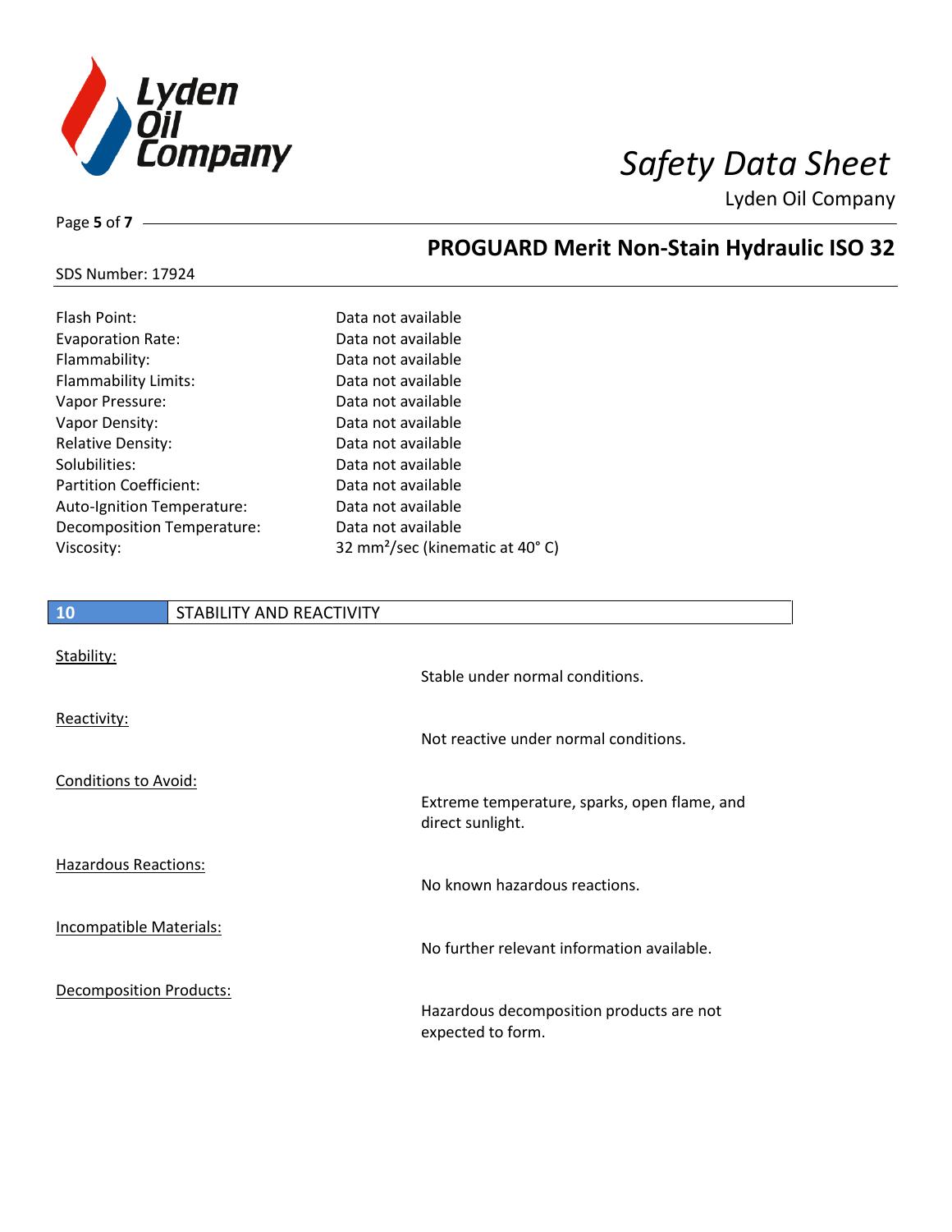## PROGUARD Merit Non-Stain Hydraulic ISO 32

SDS Number: 17924

| | |
|---|---|
| Flash Point: | Data not available |
| Evaporation Rate: | Data not available |
| Flammability: | Data not available |
| Flammability Limits: | Data not available |
| Vapor Pressure: | Data not available |
| Vapor Density: | Data not available |
| Relative Density: | Data not available |
| Solubilities: | Data not available |
| Partition Coefficient: | Data not available |
| Auto-Ignition Temperature: | Data not available |
| Decomposition Temperature: | Data not available |
| Viscosity: | 32 $mm^2$/sec (kinematic at 40° C) |

## 10 STABILITY AND REACTIVITY

Stability:

Stable under normal conditions.

Reactivity:

Not reactive under normal conditions.

Conditions to Avoid:

Extreme temperature, sparks, open flame, and direct sunlight.

Hazardous Reactions:

No known hazardous reactions.

Incompatible Materials:

No further relevant information available.

Decomposition Products:

Hazardous decomposition products are not expected to form.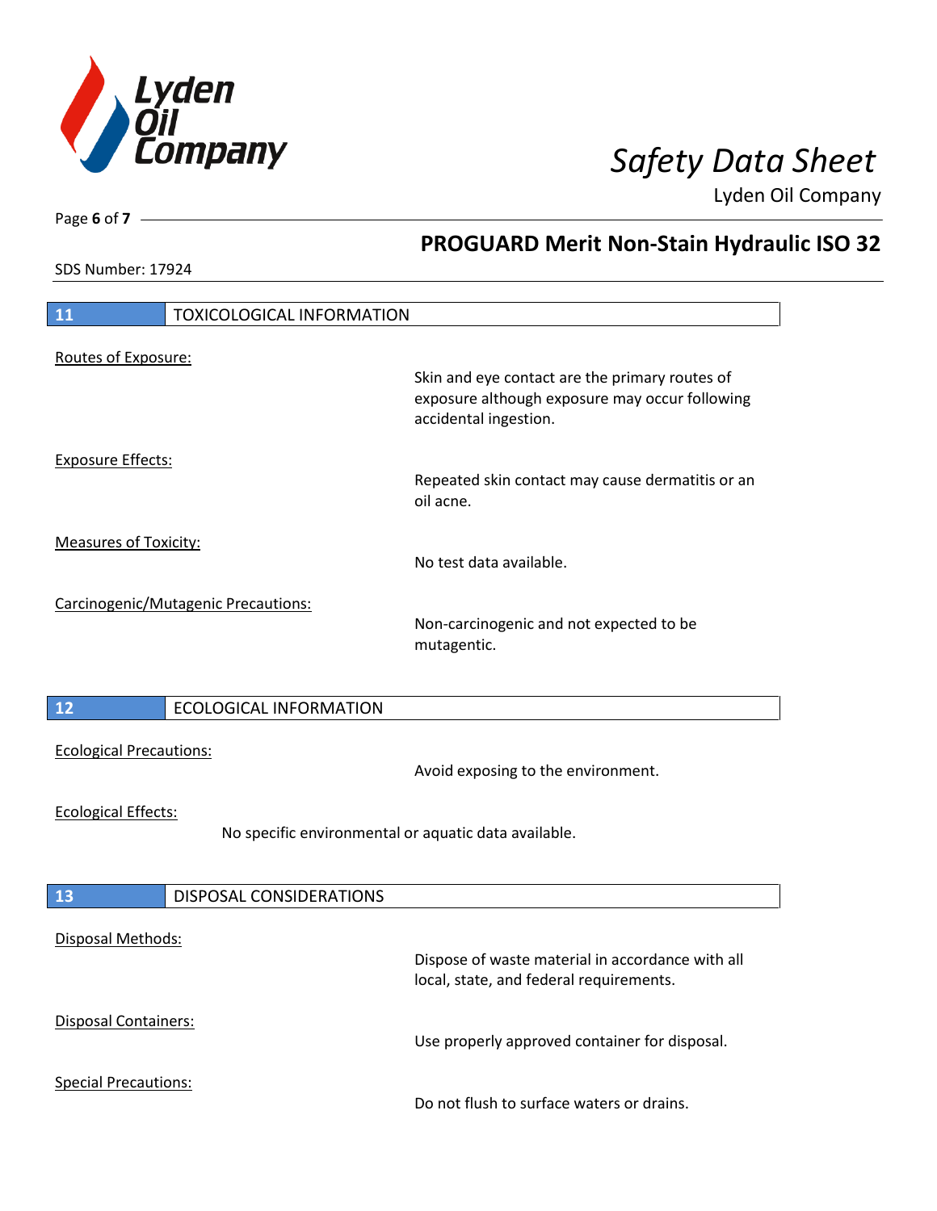## 11 TOXICOLOGICAL INFORMATION

Routes of Exposure:

Skin and eye contact are the primary routes of exposure although exposure may occur following accidental ingestion.

Exposure Effects:

Repeated skin contact may cause dermatitis or an oil acne.

Measures of Toxicity:

No test data available.

Carcinogenic/Mutagenic Precautions:

Non-carcinogenic and not expected to be mutagentic.

## 12 ECOLOGICAL INFORMATION

Ecological Precautions:

Avoid exposing to the environment.

Ecological Effects:

No specific environmental or aquatic data available.

## 13 DISPOSAL CONSIDERATIONS

Disposal Methods:

Dispose of waste material in accordance with all local, state, and federal requirements.

Disposal Containers:

Use properly approved container for disposal.

Special Precautions:

Do not flush to surface waters or drains.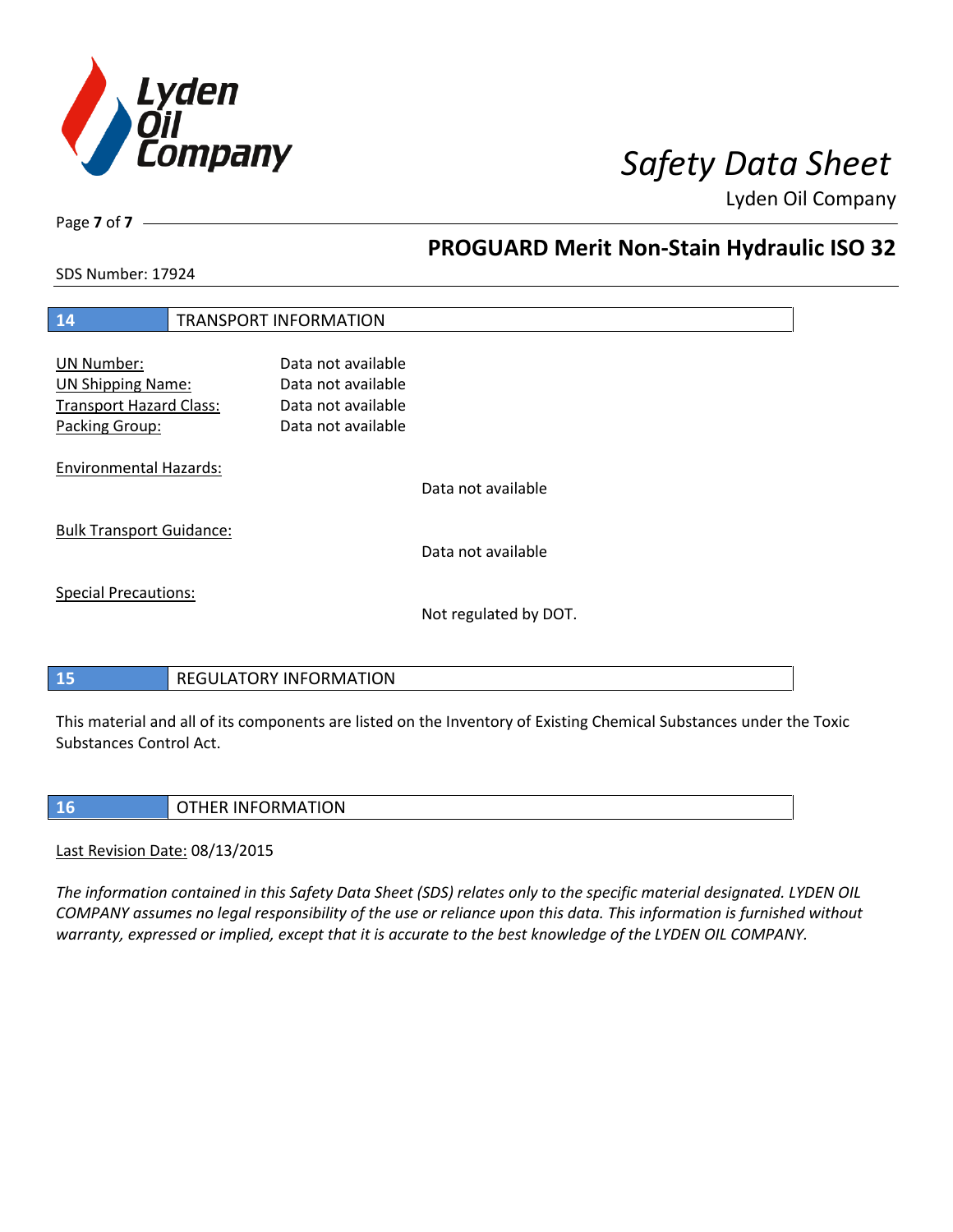# PROGUARD Merit Non-Stain Hydraulic ISO 32

SDS Number: 17924

## 14 TRANSPORT INFORMATION

| | |
|---|---|
| UN Number: | Data not available |
| UN Shipping Name: | Data not available |
| Transport Hazard Class: | Data not available |
| Packing Group: | Data not available |

Environmental Hazards:

Data not available

Bulk Transport Guidance:

Data not available

Special Precautions:

Not regulated by DOT.

## 15 REGULATORY INFORMATION

This material and all of its components are listed on the Inventory of Existing Chemical Substances under the Toxic Substances Control Act.

## 16 OTHER INFORMATION

Last Revision Date: 08/13/2015

*The information contained in this Safety Data Sheet (SDS) relates only to the specific material designated. LYDEN OIL COMPANY assumes no legal responsibility of the use or reliance upon this data. This information is furnished without warranty, expressed or implied, except that it is accurate to the best knowledge of the LYDEN OIL COMPANY.*